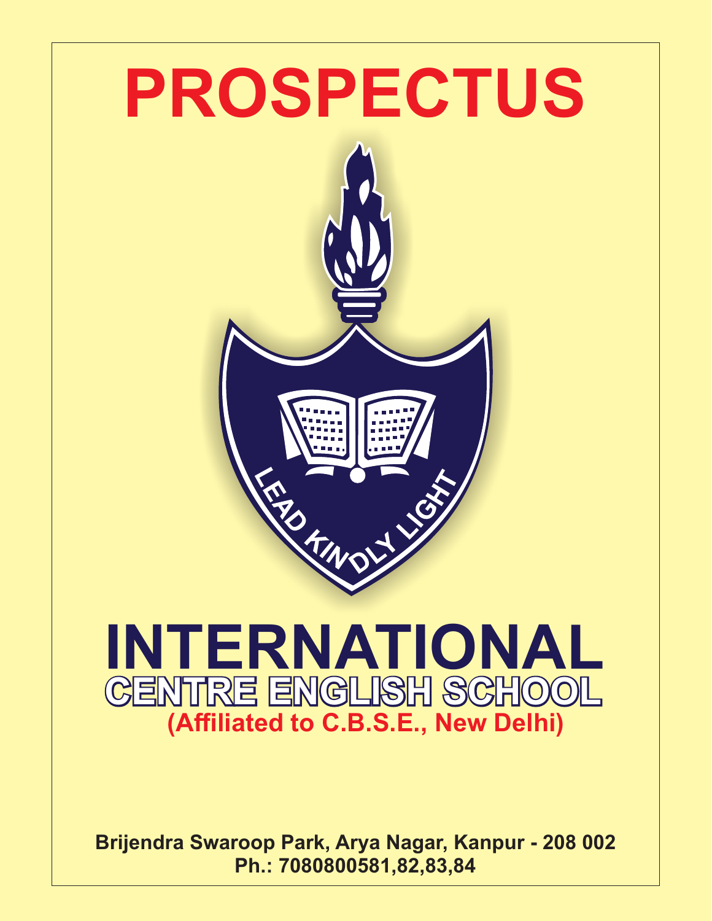# PROSPECTUS

LEAD KINDLY LIGHT

# INTERNATIONAL
## CENTRE ENGLISH SCHOOL

**(Affiliated to C.B.S.E., New Delhi)**

**Brijendra Swaroop Park, Arya Nagar, Kanpur - 208 002**
**Ph.: 7080800581,82,83,84**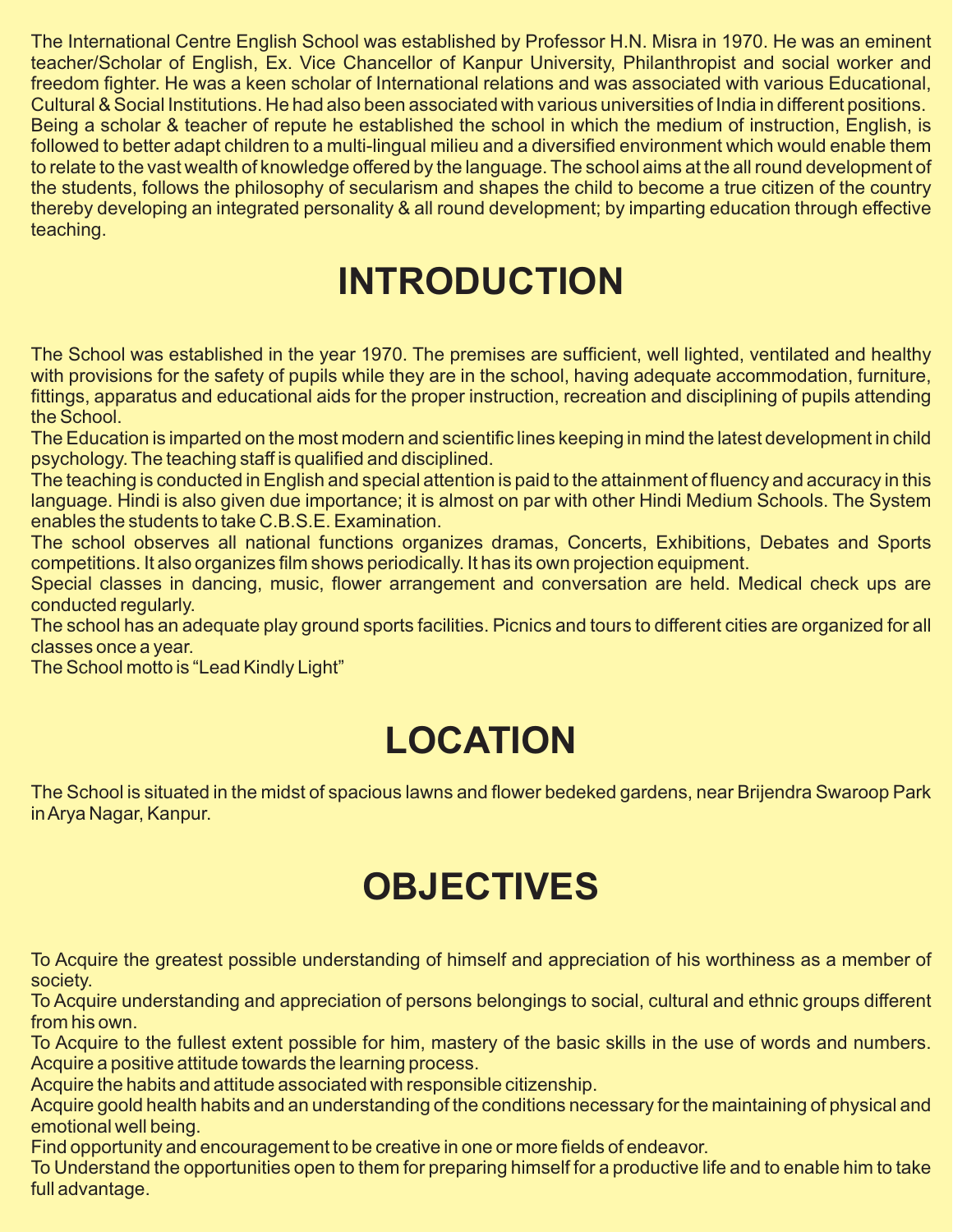The International Centre English School was established by Professor H.N. Misra in 1970. He was an eminent teacher/Scholar of English, Ex. Vice Chancellor of Kanpur University, Philanthropist and social worker and freedom fighter. He was a keen scholar of International relations and was associated with various Educational, Cultural & Social Institutions. He had also been associated with various universities of India in different positions. Being a scholar & teacher of repute he established the school in which the medium of instruction, English, is followed to better adapt children to a multi-lingual milieu and a diversified environment which would enable them to relate to the vast wealth of knowledge offered by the language. The school aims at the all round development of the students, follows the philosophy of secularism and shapes the child to become a true citizen of the country thereby developing an integrated personality & all round development; by imparting education through effective teaching.

# INTRODUCTION

The School was established in the year 1970. The premises are sufficient, well lighted, ventilated and healthy with provisions for the safety of pupils while they are in the school, having adequate accommodation, furniture, fittings, apparatus and educational aids for the proper instruction, recreation and disciplining of pupils attending the School.

The Education is imparted on the most modern and scientific lines keeping in mind the latest development in child psychology. The teaching staff is qualified and disciplined.

The teaching is conducted in English and special attention is paid to the attainment of fluency and accuracy in this language. Hindi is also given due importance; it is almost on par with other Hindi Medium Schools. The System enables the students to take C.B.S.E. Examination.

The school observes all national functions organizes dramas, Concerts, Exhibitions, Debates and Sports competitions. It also organizes film shows periodically. It has its own projection equipment.

Special classes in dancing, music, flower arrangement and conversation are held. Medical check ups are conducted regularly.

The school has an adequate play ground sports facilities. Picnics and tours to different cities are organized for all classes once a year.

The School motto is "Lead Kindly Light"

# LOCATION

The School is situated in the midst of spacious lawns and flower bedeked gardens, near Brijendra Swaroop Park in Arya Nagar, Kanpur.

# OBJECTIVES

To Acquire the greatest possible understanding of himself and appreciation of his worthiness as a member of society.

To Acquire understanding and appreciation of persons belongings to social, cultural and ethnic groups different from his own.

To Acquire to the fullest extent possible for him, mastery of the basic skills in the use of words and numbers.

Acquire a positive attitude towards the learning process.

Acquire the habits and attitude associated with responsible citizenship.

Acquire goold health habits and an understanding of the conditions necessary for the maintaining of physical and emotional well being.

Find opportunity and encouragement to be creative in one or more fields of endeavor.

To Understand the opportunities open to them for preparing himself for a productive life and to enable him to take full advantage.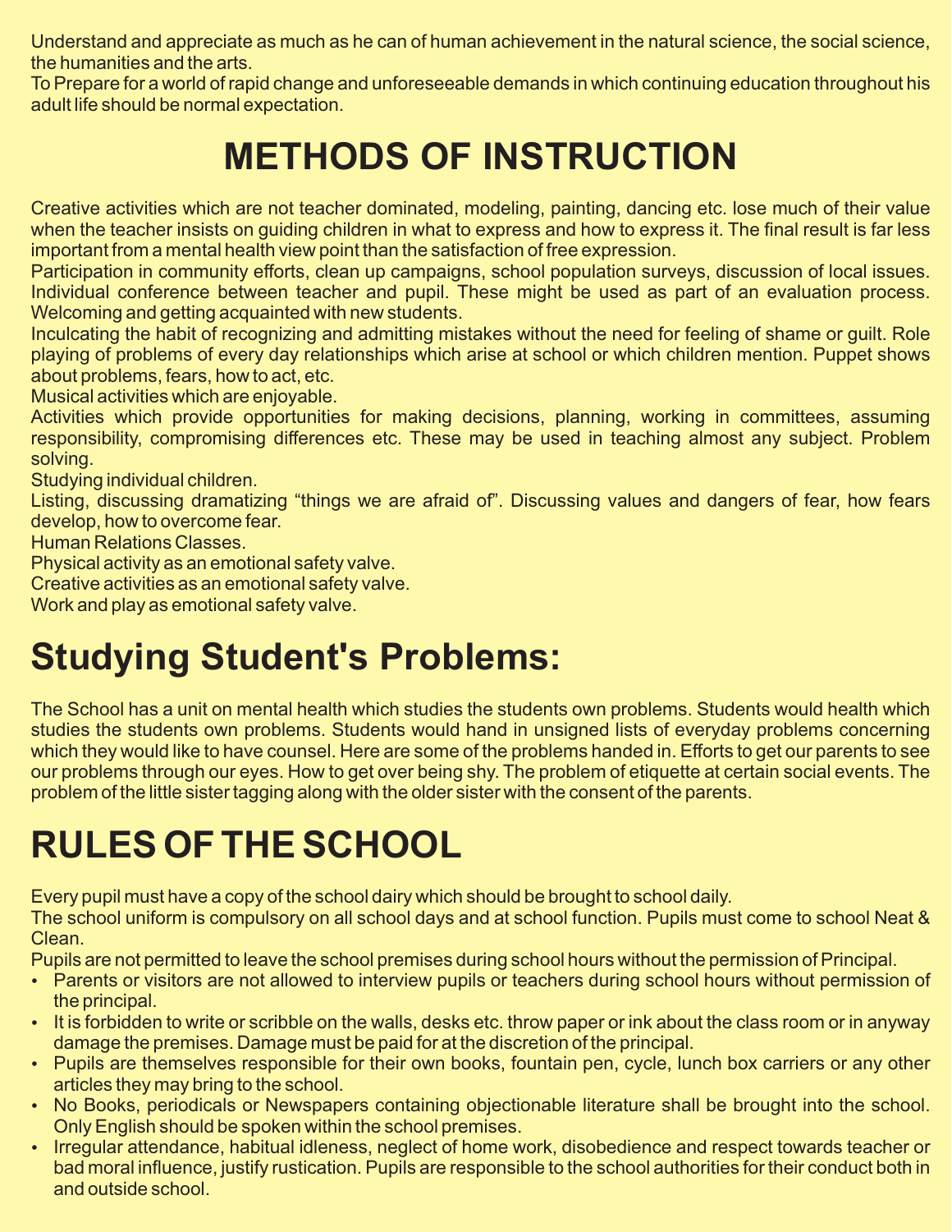Understand and appreciate as much as he can of human achievement in the natural science, the social science, the humanities and the arts.

To Prepare for a world of rapid change and unforeseeable demands in which continuing education throughout his adult life should be normal expectation.

# METHODS OF INSTRUCTION

Creative activities which are not teacher dominated, modeling, painting, dancing etc. lose much of their value when the teacher insists on guiding children in what to express and how to express it. The final result is far less important from a mental health view point than the satisfaction of free expression.

Participation in community efforts, clean up campaigns, school population surveys, discussion of local issues.

Individual conference between teacher and pupil. These might be used as part of an evaluation process.

Welcoming and getting acquainted with new students.

Inculcating the habit of recognizing and admitting mistakes without the need for feeling of shame or guilt. Role playing of problems of every day relationships which arise at school or which children mention. Puppet shows about problems, fears, how to act, etc.

Musical activities which are enjoyable.

Activities which provide opportunities for making decisions, planning, working in committees, assuming responsibility, compromising differences etc. These may be used in teaching almost any subject. Problem solving.

Studying individual children.

Listing, discussing dramatizing "things we are afraid of". Discussing values and dangers of fear, how fears develop, how to overcome fear.

Human Relations Classes.

Physical activity as an emotional safety valve.

Creative activities as an emotional safety valve.

Work and play as emotional safety valve.

# Studying Student's Problems:

The School has a unit on mental health which studies the students own problems. Students would health which studies the students own problems. Students would hand in unsigned lists of everyday problems concerning which they would like to have counsel. Here are some of the problems handed in. Efforts to get our parents to see our problems through our eyes. How to get over being shy. The problem of etiquette at certain social events. The problem of the little sister tagging along with the older sister with the consent of the parents.

# RULES OF THE SCHOOL

Every pupil must have a copy of the school dairy which should be brought to school daily.

The school uniform is compulsory on all school days and at school function. Pupils must come to school Neat & Clean.

Pupils are not permitted to leave the school premises during school hours without the permission of Principal.

- Parents or visitors are not allowed to interview pupils or teachers during school hours without permission of the principal.
- It is forbidden to write or scribble on the walls, desks etc. throw paper or ink about the class room or in anyway damage the premises. Damage must be paid for at the discretion of the principal.
- Pupils are themselves responsible for their own books, fountain pen, cycle, lunch box carriers or any other articles they may bring to the school.
- No Books, periodicals or Newspapers containing objectionable literature shall be brought into the school. Only English should be spoken within the school premises.
- Irregular attendance, habitual idleness, neglect of home work, disobedience and respect towards teacher or bad moral influence, justify rustication. Pupils are responsible to the school authorities for their conduct both in and outside school.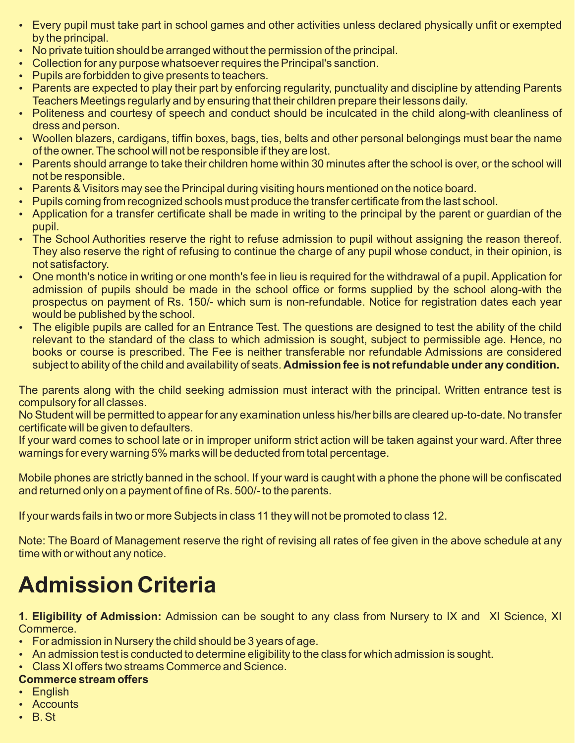- Every pupil must take part in school games and other activities unless declared physically unfit or exempted by the principal.
- No private tuition should be arranged without the permission of the principal.
- Collection for any purpose whatsoever requires the Principal's sanction.
- Pupils are forbidden to give presents to teachers.
- Parents are expected to play their part by enforcing regularity, punctuality and discipline by attending Parents Teachers Meetings regularly and by ensuring that their children prepare their lessons daily.
- Politeness and courtesy of speech and conduct should be inculcated in the child along-with cleanliness of dress and person.
- Woollen blazers, cardigans, tiffin boxes, bags, ties, belts and other personal belongings must bear the name of the owner. The school will not be responsible if they are lost.
- Parents should arrange to take their children home within 30 minutes after the school is over, or the school will not be responsible.
- Parents & Visitors may see the Principal during visiting hours mentioned on the notice board.
- Pupils coming from recognized schools must produce the transfer certificate from the last school.
- Application for a transfer certificate shall be made in writing to the principal by the parent or guardian of the pupil.
- The School Authorities reserve the right to refuse admission to pupil without assigning the reason thereof. They also reserve the right of refusing to continue the charge of any pupil whose conduct, in their opinion, is not satisfactory.
- One month's notice in writing or one month's fee in lieu is required for the withdrawal of a pupil. Application for admission of pupils should be made in the school office or forms supplied by the school along-with the prospectus on payment of Rs. 150/- which sum is non-refundable. Notice for registration dates each year would be published by the school.
- The eligible pupils are called for an Entrance Test. The questions are designed to test the ability of the child relevant to the standard of the class to which admission is sought, subject to permissible age. Hence, no books or course is prescribed. The Fee is neither transferable nor refundable Admissions are considered subject to ability of the child and availability of seats. **Admission fee is not refundable under any condition.**

The parents along with the child seeking admission must interact with the principal. Written entrance test is compulsory for all classes.
No Student will be permitted to appear for any examination unless his/her bills are cleared up-to-date. No transfer certificate will be given to defaulters.
If your ward comes to school late or in improper uniform strict action will be taken against your ward. After three warnings for every warning 5% marks will be deducted from total percentage.

Mobile phones are strictly banned in the school. If your ward is caught with a phone the phone will be confiscated and returned only on a payment of fine of Rs. 500/- to the parents.

If your wards fails in two or more Subjects in class 11 they will not be promoted to class 12.

Note: The Board of Management reserve the right of revising all rates of fee given in the above schedule at any time with or without any notice.

# Admission Criteria

**1. Eligibility of Admission:** Admission can be sought to any class from Nursery to IX and XI Science, XI Commerce.

- For admission in Nursery the child should be 3 years of age.
- An admission test is conducted to determine eligibility to the class for which admission is sought.
- Class XI offers two streams Commerce and Science.

**Commerce stream offers**

- English
- Accounts
- B. St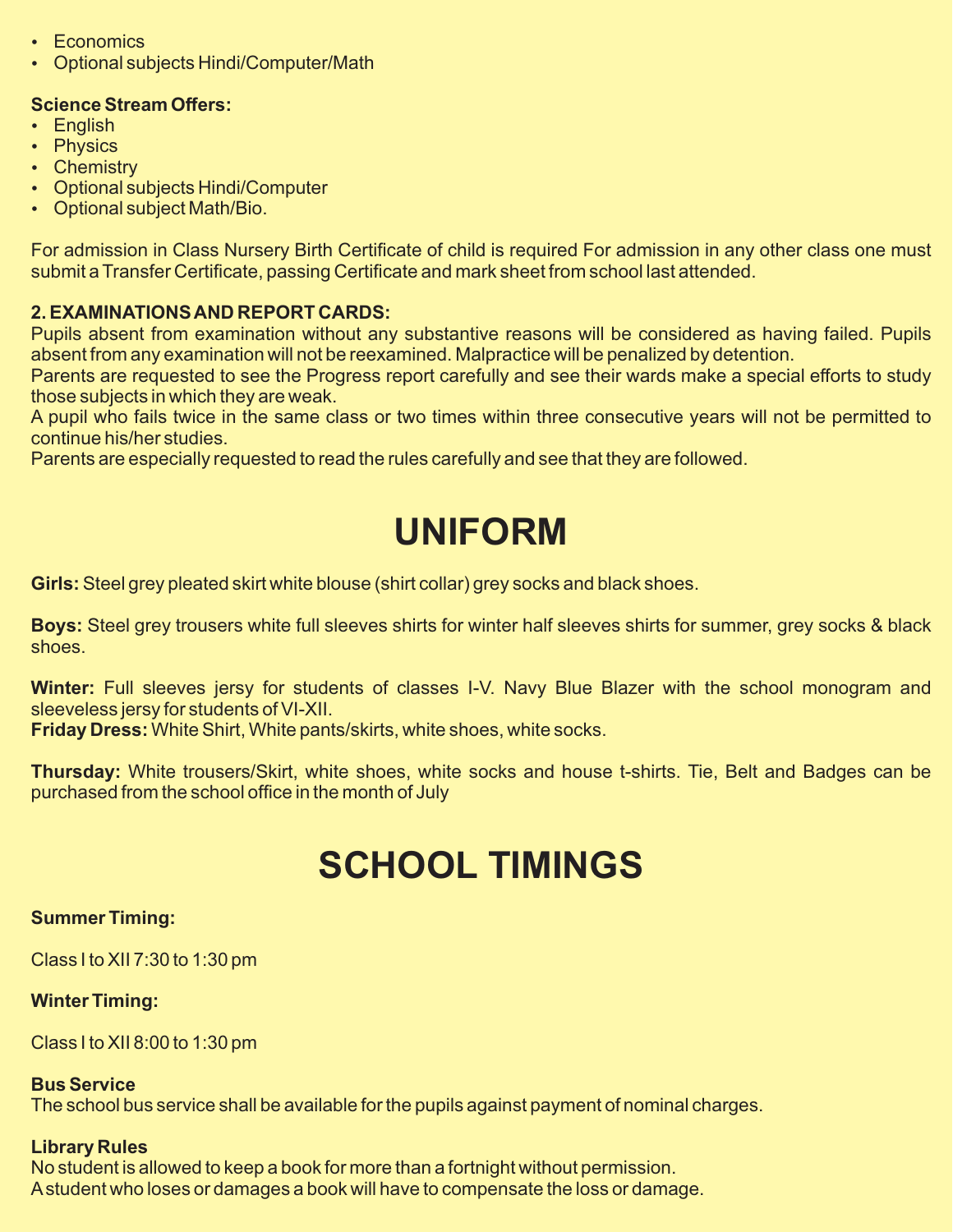- Economics
- Optional subjects Hindi/Computer/Math

**Science Stream Offers:**

- English
- Physics
- Chemistry
- Optional subjects Hindi/Computer
- Optional subject Math/Bio.

For admission in Class Nursery Birth Certificate of child is required For admission in any other class one must submit a Transfer Certificate, passing Certificate and mark sheet from school last attended.

**2. EXAMINATIONS AND REPORT CARDS:**

Pupils absent from examination without any substantive reasons will be considered as having failed. Pupils absent from any examination will not be reexamined. Malpractice will be penalized by detention.

Parents are requested to see the Progress report carefully and see their wards make a special efforts to study those subjects in which they are weak.

A pupil who fails twice in the same class or two times within three consecutive years will not be permitted to continue his/her studies.

Parents are especially requested to read the rules carefully and see that they are followed.

# UNIFORM

**Girls:** Steel grey pleated skirt white blouse (shirt collar) grey socks and black shoes.

**Boys:** Steel grey trousers white full sleeves shirts for winter half sleeves shirts for summer, grey socks & black shoes.

**Winter:** Full sleeves jersy for students of classes I-V. Navy Blue Blazer with the school monogram and sleeveless jersy for students of VI-XII.

**Friday Dress:** White Shirt, White pants/skirts, white shoes, white socks.

**Thursday:** White trousers/Skirt, white shoes, white socks and house t-shirts. Tie, Belt and Badges can be purchased from the school office in the month of July

# SCHOOL TIMINGS

**Summer Timing:**

Class I to XII 7:30 to 1:30 pm

**Winter Timing:**

Class I to XII 8:00 to 1:30 pm

**Bus Service**

The school bus service shall be available for the pupils against payment of nominal charges.

**Library Rules**

No student is allowed to keep a book for more than a fortnight without permission.

A student who loses or damages a book will have to compensate the loss or damage.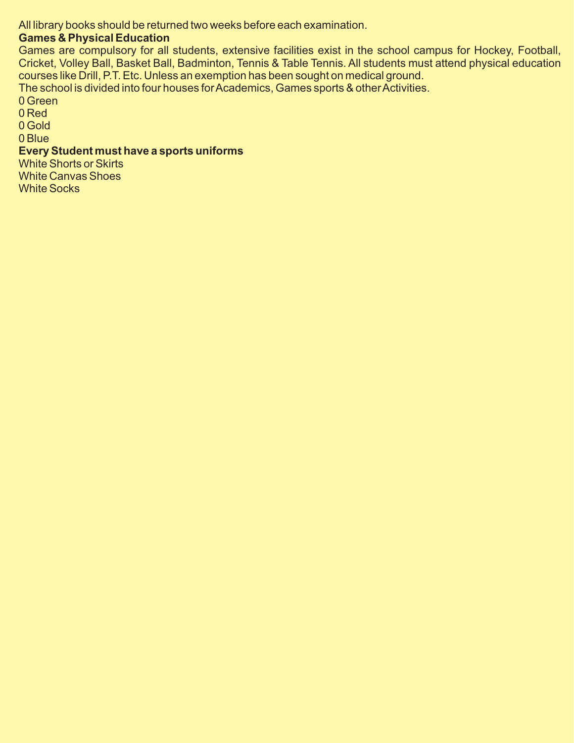All library books should be returned two weeks before each examination.

**Games & Physical Education**

Games are compulsory for all students, extensive facilities exist in the school campus for Hockey, Football, Cricket, Volley Ball, Basket Ball, Badminton, Tennis & Table Tennis. All students must attend physical education courses like Drill, P.T. Etc. Unless an exemption has been sought on medical ground.

The school is divided into four houses for Academics, Games sports & other Activities.

0 Green
0 Red
0 Gold
0 Blue

**Every Student must have a sports uniforms**

White Shorts or Skirts
White Canvas Shoes
White Socks